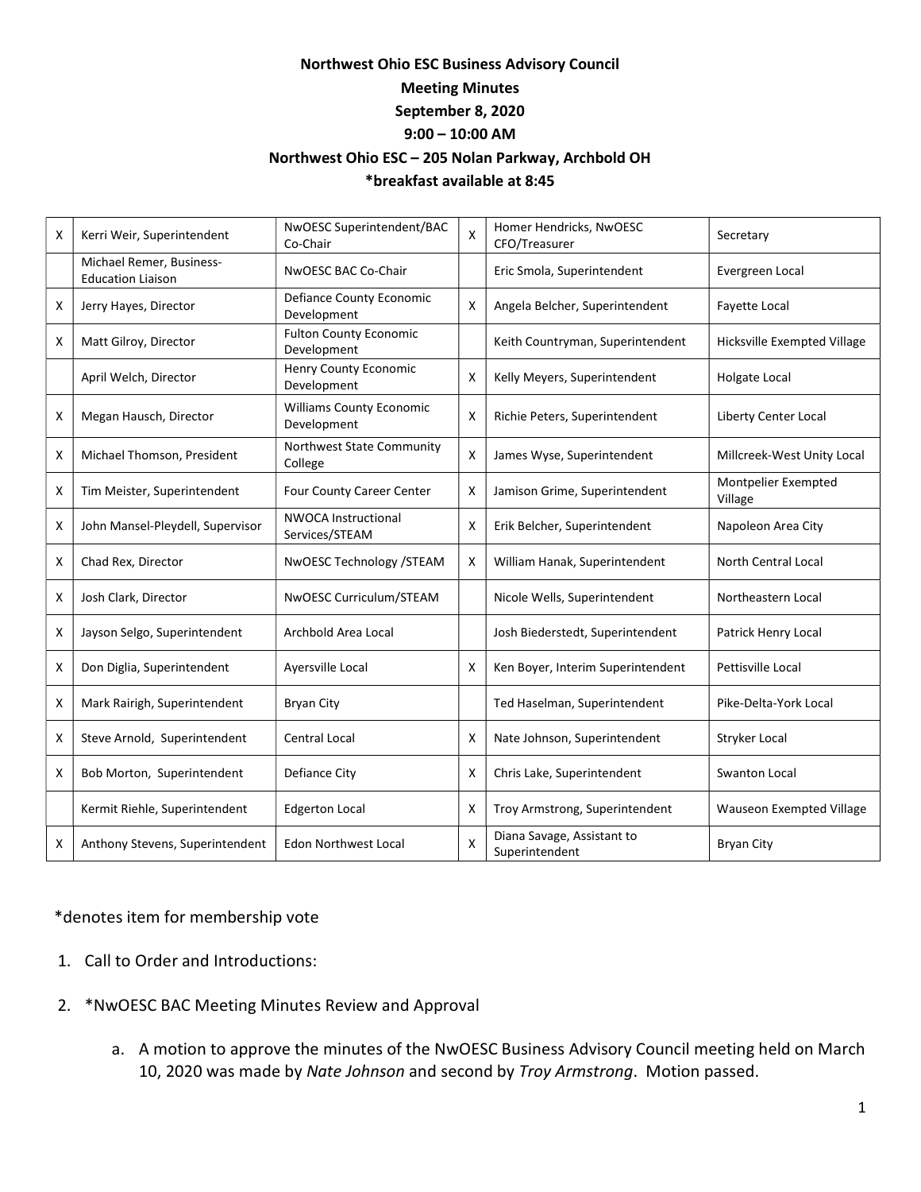**Northwest Ohio ESC Business Advisory Council**
**Meeting Minutes**
**September 8, 2020**
**9:00 – 10:00 AM**
**Northwest Ohio ESC – 205 Nolan Parkway, Archbold OH**
***breakfast available at 8:45**

| | | | | | |
|---|---|---|---|---|---|
| X | Kerri Weir, Superintendent | NwOESC Superintendent/BAC Co-Chair | X | Homer Hendricks, NwOESC CFO/Treasurer | Secretary |
| | Michael Remer, Business-Education Liaison | NwOESC BAC Co-Chair | | Eric Smola, Superintendent | Evergreen Local |
| X | Jerry Hayes, Director | Defiance County Economic Development | X | Angela Belcher, Superintendent | Fayette Local |
| X | Matt Gilroy, Director | Fulton County Economic Development | | Keith Countryman, Superintendent | Hicksville Exempted Village |
| | April Welch, Director | Henry County Economic Development | X | Kelly Meyers, Superintendent | Holgate Local |
| X | Megan Hausch, Director | Williams County Economic Development | X | Richie Peters, Superintendent | Liberty Center Local |
| X | Michael Thomson, President | Northwest State Community College | X | James Wyse, Superintendent | Millcreek-West Unity Local |
| X | Tim Meister, Superintendent | Four County Career Center | X | Jamison Grime, Superintendent | Montpelier Exempted Village |
| X | John Mansel-Pleydell, Supervisor | NWOCA Instructional Services/STEAM | X | Erik Belcher, Superintendent | Napoleon Area City |
| X | Chad Rex, Director | NwOESC Technology /STEAM | X | William Hanak, Superintendent | North Central Local |
| X | Josh Clark, Director | NwOESC Curriculum/STEAM | | Nicole Wells, Superintendent | Northeastern Local |
| X | Jayson Selgo, Superintendent | Archbold Area Local | | Josh Biederstedt, Superintendent | Patrick Henry Local |
| X | Don Diglia, Superintendent | Ayersville Local | X | Ken Boyer, Interim Superintendent | Pettisville Local |
| X | Mark Rairigh, Superintendent | Bryan City | | Ted Haselman, Superintendent | Pike-Delta-York Local |
| X | Steve Arnold, Superintendent | Central Local | X | Nate Johnson, Superintendent | Stryker Local |
| X | Bob Morton, Superintendent | Defiance City | X | Chris Lake, Superintendent | Swanton Local |
| | Kermit Riehle, Superintendent | Edgerton Local | X | Troy Armstrong, Superintendent | Wauseon Exempted Village |
| X | Anthony Stevens, Superintendent | Edon Northwest Local | X | Diana Savage, Assistant to Superintendent | Bryan City |

*denotes item for membership vote

1. Call to Order and Introductions:
2. *NwOESC BAC Meeting Minutes Review and Approval
   a. A motion to approve the minutes of the NwOESC Business Advisory Council meeting held on March 10, 2020 was made by *Nate Johnson* and second by *Troy Armstrong*. Motion passed.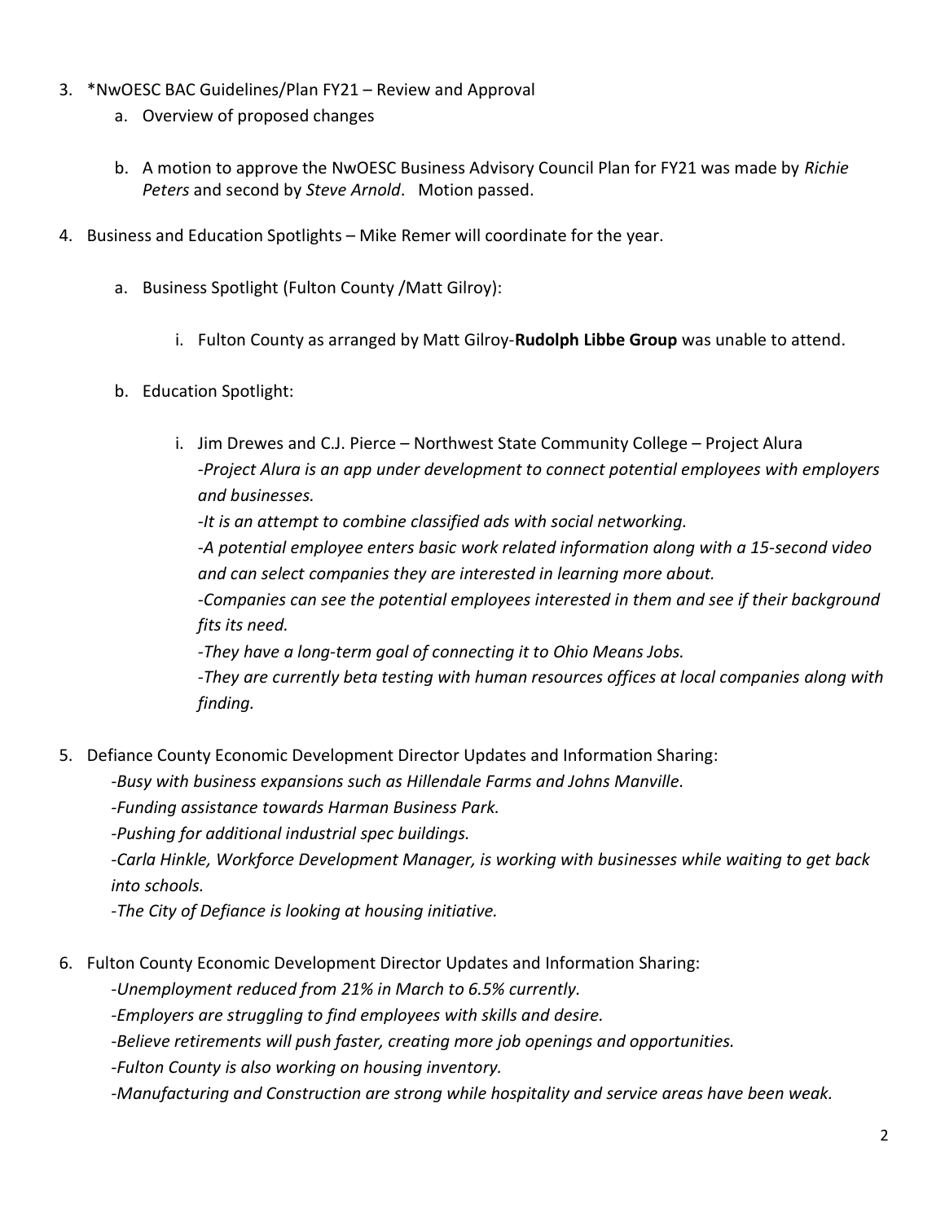3. *NwOESC BAC Guidelines/Plan FY21 – Review and Approval
    a. Overview of proposed changes

    b. A motion to approve the NwOESC Business Advisory Council Plan for FY21 was made by *Richie Peters* and second by *Steve Arnold*. Motion passed.

4. Business and Education Spotlights – Mike Remer will coordinate for the year.

    a. Business Spotlight (Fulton County /Matt Gilroy):

        i. Fulton County as arranged by Matt Gilroy-**Rudolph Libbe Group** was unable to attend.

    b. Education Spotlight:

        i. Jim Drewes and C.J. Pierce – Northwest State Community College – Project Alura
        *-Project Alura is an app under development to connect potential employees with employers and businesses.*
        *-It is an attempt to combine classified ads with social networking.*
        *-A potential employee enters basic work related information along with a 15-second video and can select companies they are interested in learning more about.*
        *-Companies can see the potential employees interested in them and see if their background fits its need.*
        *-They have a long-term goal of connecting it to Ohio Means Jobs.*
        *-They are currently beta testing with human resources offices at local companies along with finding.*

5. Defiance County Economic Development Director Updates and Information Sharing:
    *-Busy with business expansions such as Hillendale Farms and Johns Manville.*
    *-Funding assistance towards Harman Business Park.*
    *-Pushing for additional industrial spec buildings.*
    *-Carla Hinkle, Workforce Development Manager, is working with businesses while waiting to get back into schools.*
    *-The City of Defiance is looking at housing initiative.*

6. Fulton County Economic Development Director Updates and Information Sharing:
    *-Unemployment reduced from 21% in March to 6.5% currently.*
    *-Employers are struggling to find employees with skills and desire.*
    *-Believe retirements will push faster, creating more job openings and opportunities.*
    *-Fulton County is also working on housing inventory.*
    *-Manufacturing and Construction are strong while hospitality and service areas have been weak.*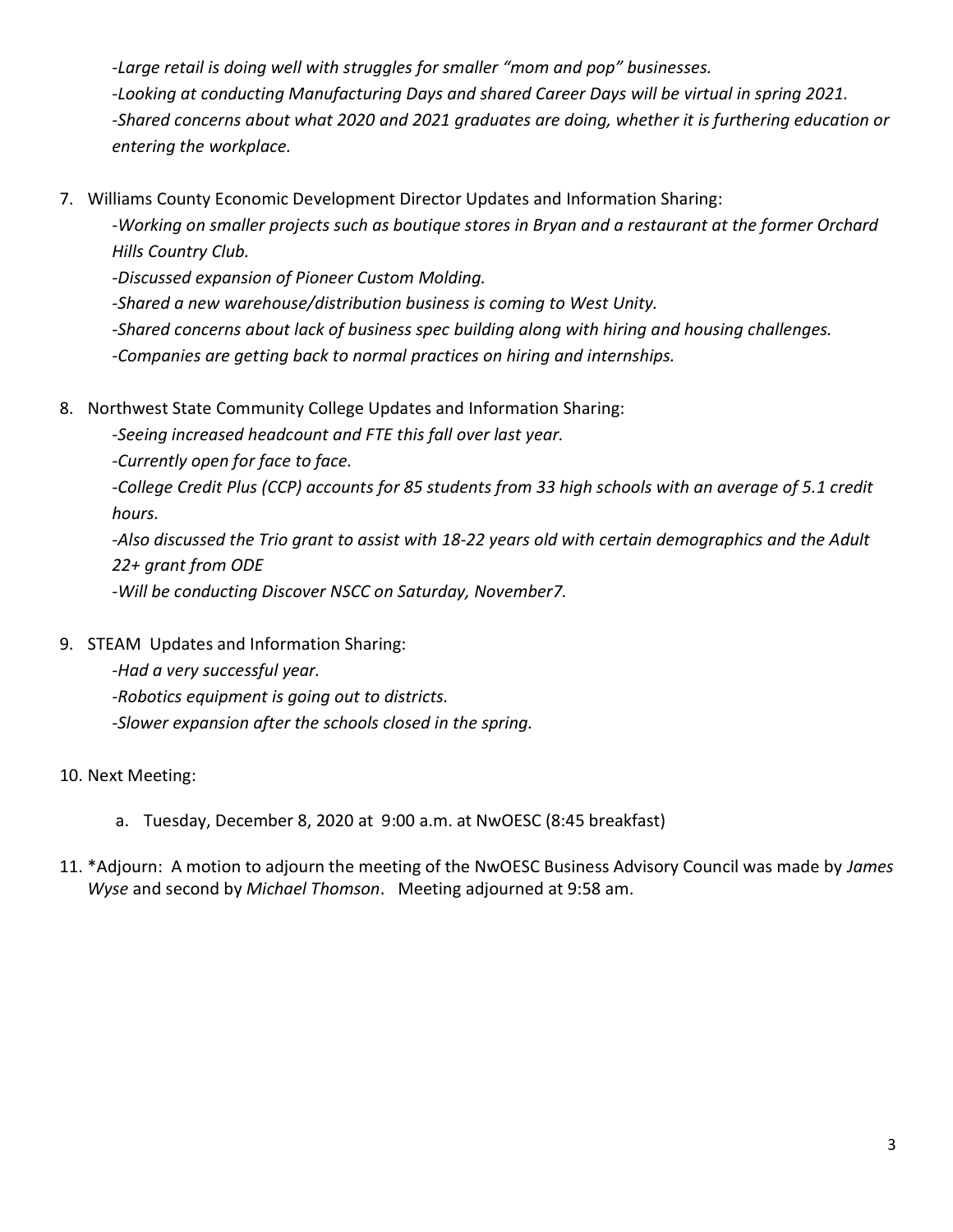*-Large retail is doing well with struggles for smaller "mom and pop" businesses.*
*-Looking at conducting Manufacturing Days and shared Career Days will be virtual in spring 2021.*
*-Shared concerns about what 2020 and 2021 graduates are doing, whether it is furthering education or entering the workplace.*

7. Williams County Economic Development Director Updates and Information Sharing:
   *-Working on smaller projects such as boutique stores in Bryan and a restaurant at the former Orchard Hills Country Club.*
   *-Discussed expansion of Pioneer Custom Molding.*
   *-Shared a new warehouse/distribution business is coming to West Unity.*
   *-Shared concerns about lack of business spec building along with hiring and housing challenges.*
   *-Companies are getting back to normal practices on hiring and internships.*

8. Northwest State Community College Updates and Information Sharing:
   *-Seeing increased headcount and FTE this fall over last year.*
   *-Currently open for face to face.*
   *-College Credit Plus (CCP) accounts for 85 students from 33 high schools with an average of 5.1 credit hours.*
   *-Also discussed the Trio grant to assist with 18-22 years old with certain demographics and the Adult 22+ grant from ODE*
   *-Will be conducting Discover NSCC on Saturday, November7.*

9. STEAM Updates and Information Sharing:
   *-Had a very successful year.*
   *-Robotics equipment is going out to districts.*
   *-Slower expansion after the schools closed in the spring.*

10. Next Meeting:

    a. Tuesday, December 8, 2020 at 9:00 a.m. at NwOESC (8:45 breakfast)

11. *Adjourn: A motion to adjourn the meeting of the NwOESC Business Advisory Council was made by *James Wyse* and second by *Michael Thomson*. Meeting adjourned at 9:58 am.